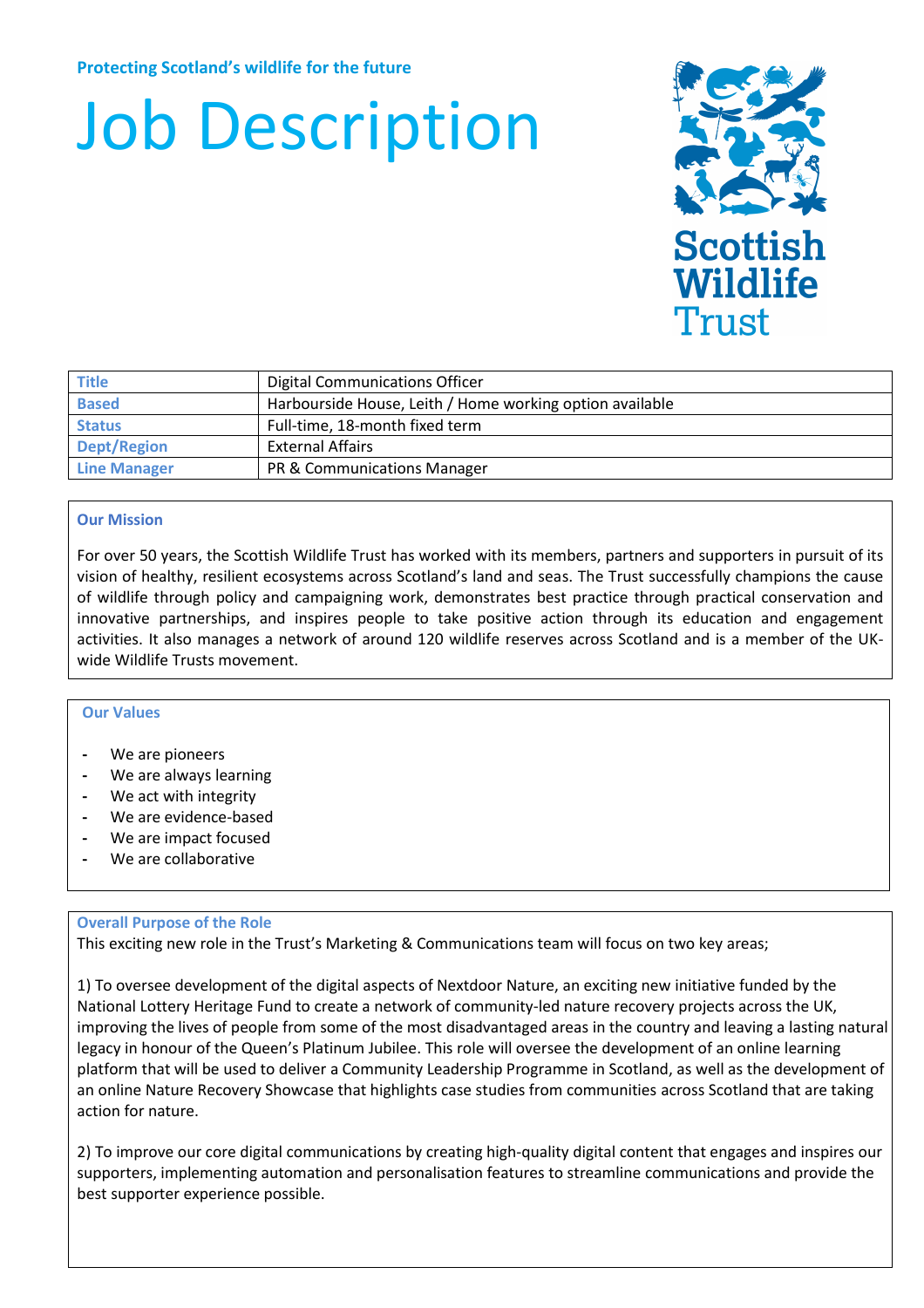Protecting Scotland's wildlife for the future

# Job Description

Scottish Wildlife Trust

| Title | Digital Communications Officer |
|---|---|
| Based | Harbourside House, Leith / Home working option available |
| Status | Full-time, 18-month fixed term |
| Dept/Region | External Affairs |
| Line Manager | PR & Communications Manager |

## Our Mission

For over 50 years, the Scottish Wildlife Trust has worked with its members, partners and supporters in pursuit of its vision of healthy, resilient ecosystems across Scotland's land and seas. The Trust successfully champions the cause of wildlife through policy and campaigning work, demonstrates best practice through practical conservation and innovative partnerships, and inspires people to take positive action through its education and engagement activities. It also manages a network of around 120 wildlife reserves across Scotland and is a member of the UK-wide Wildlife Trusts movement.

## Our Values

- We are pioneers
- We are always learning
- We act with integrity
- We are evidence-based
- We are impact focused
- We are collaborative

## Overall Purpose of the Role

This exciting new role in the Trust's Marketing & Communications team will focus on two key areas;

1) To oversee development of the digital aspects of Nextdoor Nature, an exciting new initiative funded by the National Lottery Heritage Fund to create a network of community-led nature recovery projects across the UK, improving the lives of people from some of the most disadvantaged areas in the country and leaving a lasting natural legacy in honour of the Queen's Platinum Jubilee. This role will oversee the development of an online learning platform that will be used to deliver a Community Leadership Programme in Scotland, as well as the development of an online Nature Recovery Showcase that highlights case studies from communities across Scotland that are taking action for nature.

2) To improve our core digital communications by creating high-quality digital content that engages and inspires our supporters, implementing automation and personalisation features to streamline communications and provide the best supporter experience possible.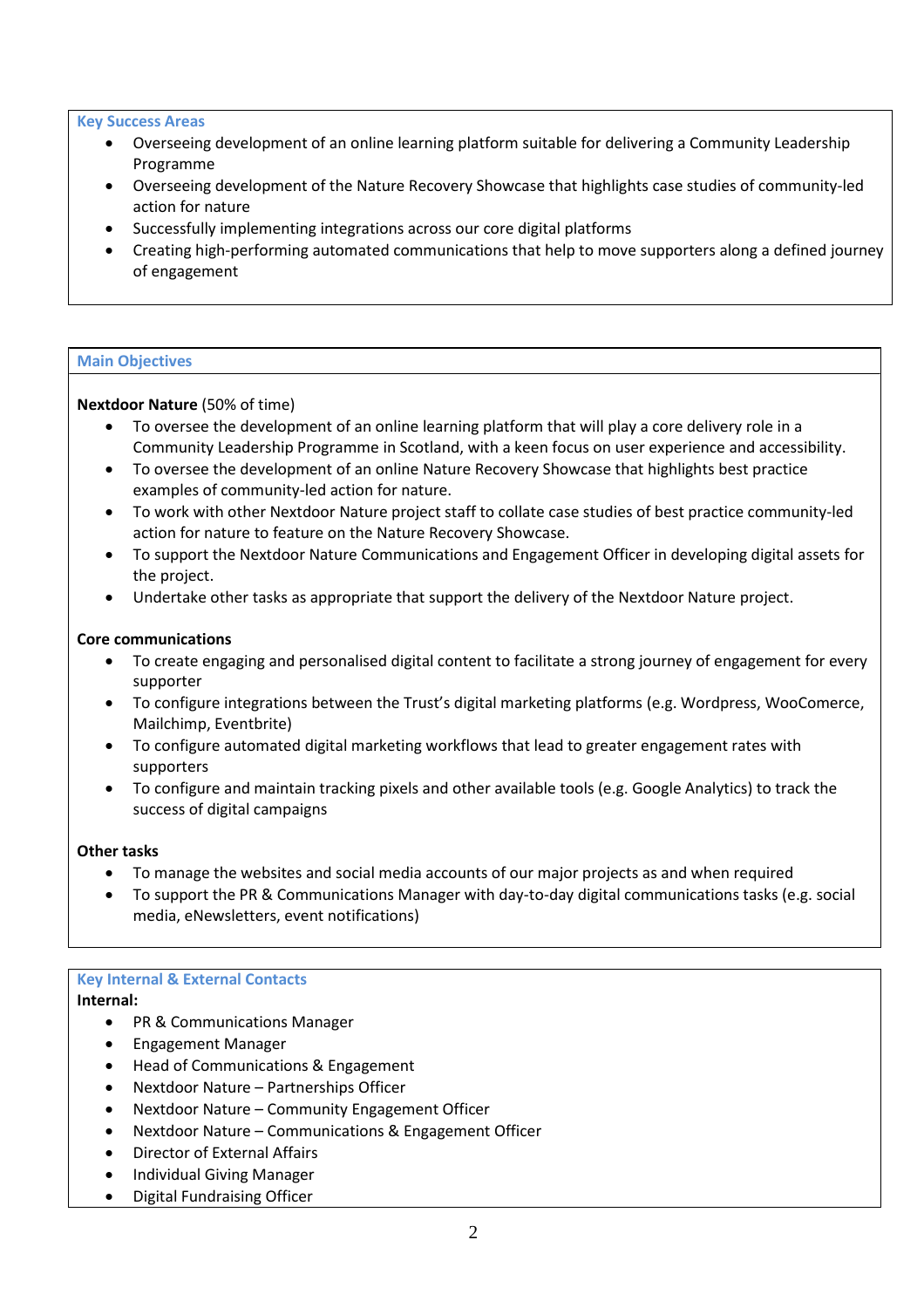## Key Success Areas

- Overseeing development of an online learning platform suitable for delivering a Community Leadership Programme
- Overseeing development of the Nature Recovery Showcase that highlights case studies of community-led action for nature
- Successfully implementing integrations across our core digital platforms
- Creating high-performing automated communications that help to move supporters along a defined journey of engagement

## Main Objectives

**Nextdoor Nature** (50% of time)

- To oversee the development of an online learning platform that will play a core delivery role in a Community Leadership Programme in Scotland, with a keen focus on user experience and accessibility.
- To oversee the development of an online Nature Recovery Showcase that highlights best practice examples of community-led action for nature.
- To work with other Nextdoor Nature project staff to collate case studies of best practice community-led action for nature to feature on the Nature Recovery Showcase.
- To support the Nextdoor Nature Communications and Engagement Officer in developing digital assets for the project.
- Undertake other tasks as appropriate that support the delivery of the Nextdoor Nature project.

**Core communications**

- To create engaging and personalised digital content to facilitate a strong journey of engagement for every supporter
- To configure integrations between the Trust's digital marketing platforms (e.g. Wordpress, WooComerce, Mailchimp, Eventbrite)
- To configure automated digital marketing workflows that lead to greater engagement rates with supporters
- To configure and maintain tracking pixels and other available tools (e.g. Google Analytics) to track the success of digital campaigns

**Other tasks**

- To manage the websites and social media accounts of our major projects as and when required
- To support the PR & Communications Manager with day-to-day digital communications tasks (e.g. social media, eNewsletters, event notifications)

## Key Internal & External Contacts

**Internal:**

- PR & Communications Manager
- Engagement Manager
- Head of Communications & Engagement
- Nextdoor Nature – Partnerships Officer
- Nextdoor Nature – Community Engagement Officer
- Nextdoor Nature – Communications & Engagement Officer
- Director of External Affairs
- Individual Giving Manager
- Digital Fundraising Officer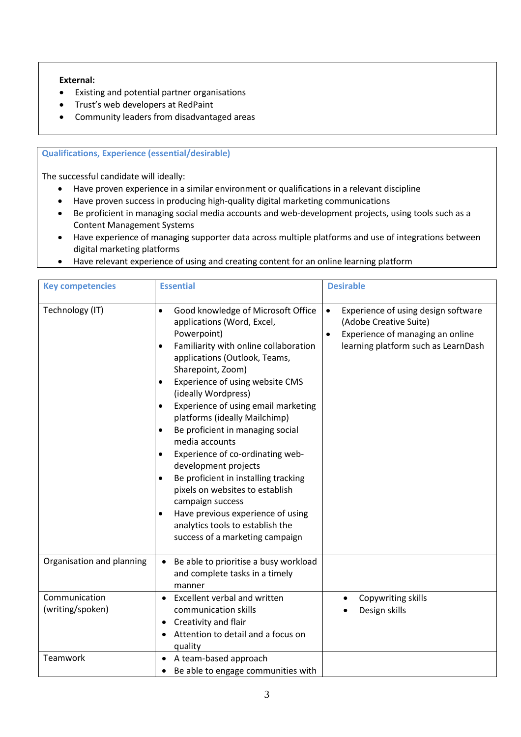**External:**

- Existing and potential partner organisations
- Trust's web developers at RedPaint
- Community leaders from disadvantaged areas

### Qualifications, Experience (essential/desirable)

The successful candidate will ideally:

- Have proven experience in a similar environment or qualifications in a relevant discipline
- Have proven success in producing high-quality digital marketing communications
- Be proficient in managing social media accounts and web-development projects, using tools such as a Content Management Systems
- Have experience of managing supporter data across multiple platforms and use of integrations between digital marketing platforms
- Have relevant experience of using and creating content for an online learning platform

| Key competencies | Essential | Desirable |
| --- | --- | --- |
| Technology (IT) | • Good knowledge of Microsoft Office applications (Word, Excel, Powerpoint)<br>• Familiarity with online collaboration applications (Outlook, Teams, Sharepoint, Zoom)<br>• Experience of using website CMS (ideally Wordpress)<br>• Experience of using email marketing platforms (ideally Mailchimp)<br>• Be proficient in managing social media accounts<br>• Experience of co-ordinating web-development projects<br>• Be proficient in installing tracking pixels on websites to establish campaign success<br>• Have previous experience of using analytics tools to establish the success of a marketing campaign | • Experience of using design software (Adobe Creative Suite)<br>• Experience of managing an online learning platform such as LearnDash |
| Organisation and planning | • Be able to prioritise a busy workload and complete tasks in a timely manner | |
| Communication (writing/spoken) | • Excellent verbal and written communication skills<br>• Creativity and flair<br>• Attention to detail and a focus on quality | • Copywriting skills<br>• Design skills |
| Teamwork | • A team-based approach<br>• Be able to engage communities with | |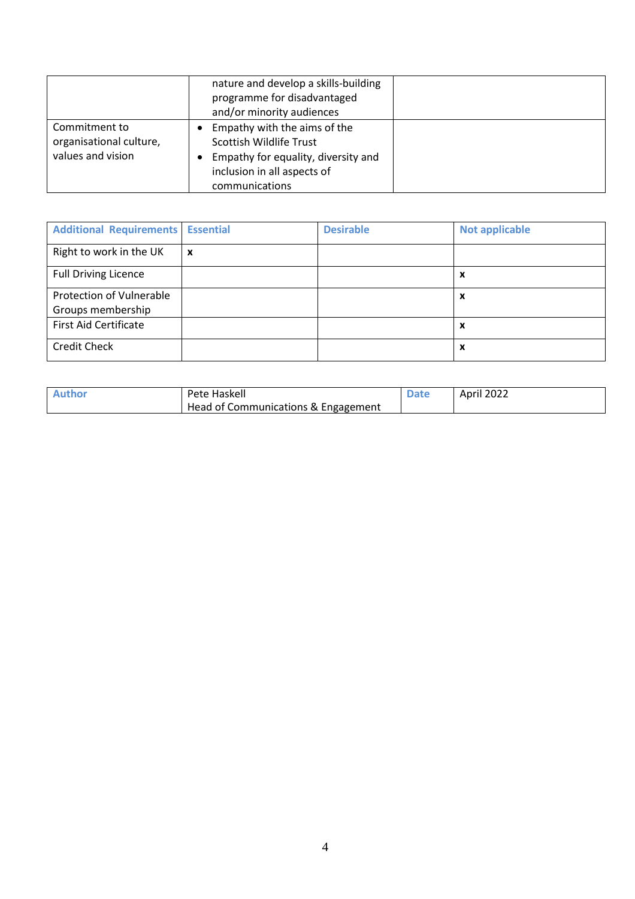| | | |
|---|---|---|
| | nature and develop a skills-building programme for disadvantaged and/or minority audiences | |
| Commitment to organisational culture, values and vision | • Empathy with the aims of the Scottish Wildlife Trust<br>• Empathy for equality, diversity and inclusion in all aspects of communications | |

| Additional Requirements | Essential | Desirable | Not applicable |
|---|---|---|---|
| Right to work in the UK | x | | |
| Full Driving Licence | | | x |
| Protection of Vulnerable Groups membership | | | x |
| First Aid Certificate | | | x |
| Credit Check | | | x |

| Author | Pete Haskell<br>Head of Communications & Engagement | Date | April 2022 |
|---|---|---|---|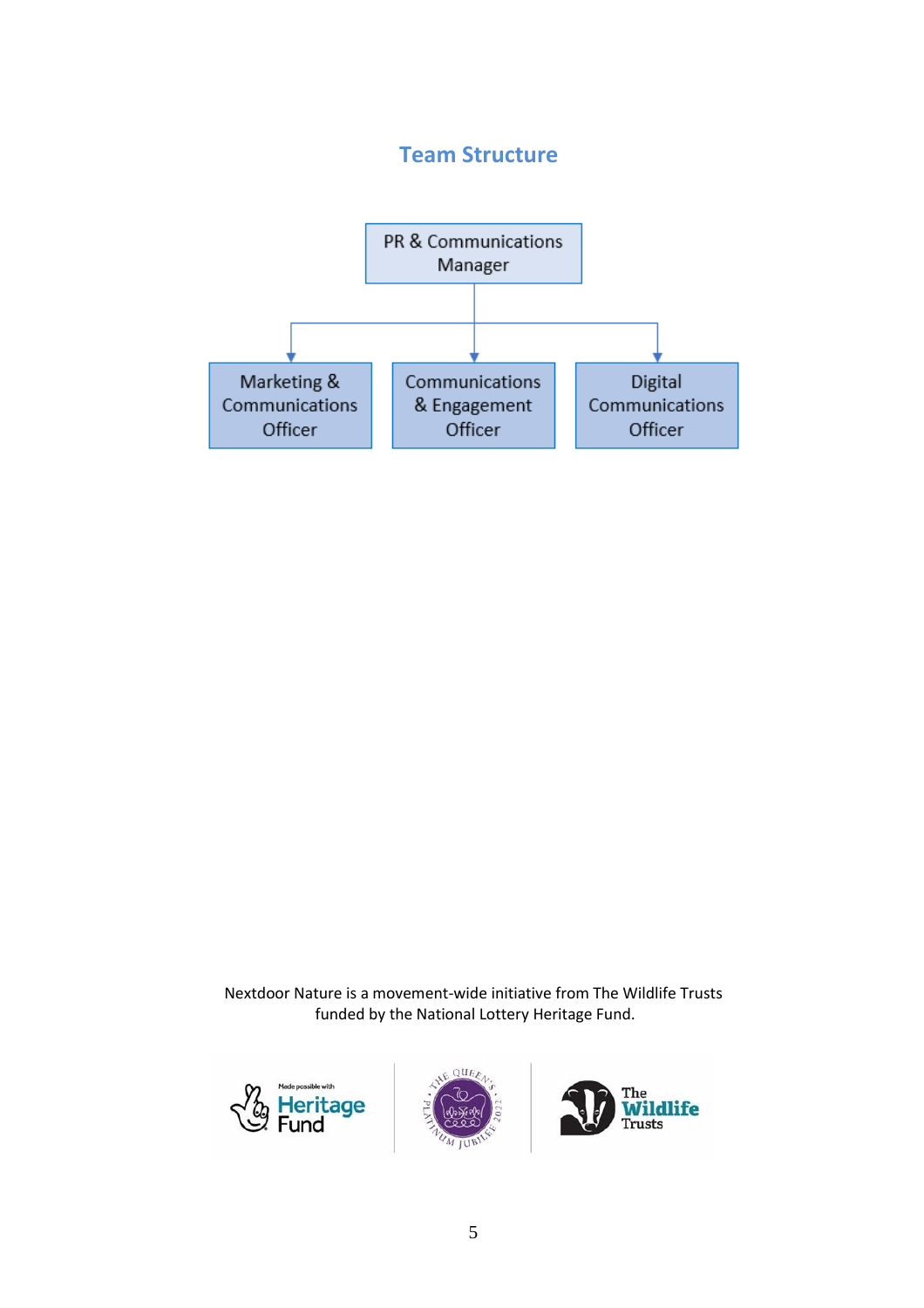## Team Structure

PR & Communications Manager

Marketing & Communications Officer

Communications & Engagement Officer

Digital Communications Officer

Nextdoor Nature is a movement-wide initiative from The Wildlife Trusts funded by the National Lottery Heritage Fund.